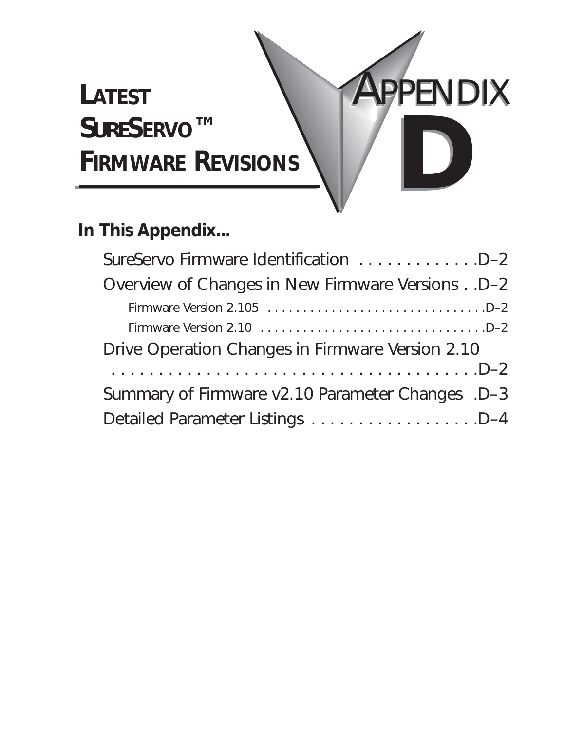# Appendix D

# Latest SureServo™ Firmware Revisions

## In This Appendix...

- SureServo Firmware Identification . . . . . . . . . . . . . D–2
- Overview of Changes in New Firmware Versions . . D–2
  - Firmware Version 2.105 . . . . . . . . . . . . . . . . . . . . . . . . . . . . . . D–2
  - Firmware Version 2.10 . . . . . . . . . . . . . . . . . . . . . . . . . . . . . . . D–2
- Drive Operation Changes in Firmware Version 2.10 . . . . . . . . . . . . . . . . . . . . . . . . . . . . . . . . . . . . . . . . D–2
- Summary of Firmware v2.10 Parameter Changes . D–3
- Detailed Parameter Listings . . . . . . . . . . . . . . . . . . D–4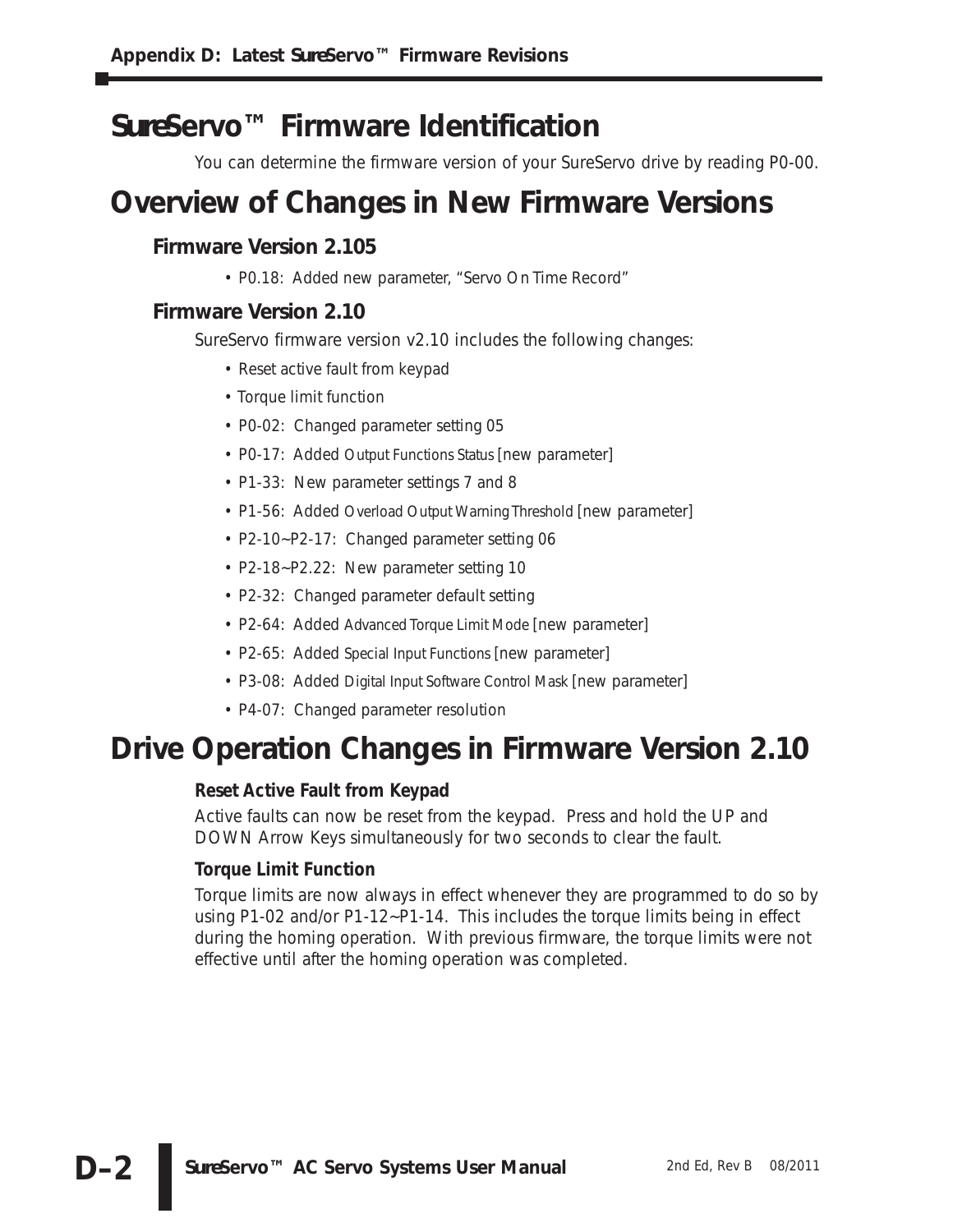# SureServo™ Firmware Identification

You can determine the firmware version of your SureServo drive by reading P0-00.

# Overview of Changes in New Firmware Versions

### Firmware Version 2.105

- P0.18: Added new parameter, "Servo On Time Record"

### Firmware Version 2.10

SureServo firmware version v2.10 includes the following changes:

- Reset active fault from keypad
- Torque limit function
- P0-02: Changed parameter setting 05
- P0-17: Added Output Functions Status [new parameter]
- P1-33: New parameter settings 7 and 8
- P1-56: Added Overload Output Warning Threshold [new parameter]
- P2-10~P2-17: Changed parameter setting 06
- P2-18~P2.22: New parameter setting 10
- P2-32: Changed parameter default setting
- P2-64: Added Advanced Torque Limit Mode [new parameter]
- P2-65: Added Special Input Functions [new parameter]
- P3-08: Added Digital Input Software Control Mask [new parameter]
- P4-07: Changed parameter resolution

# Drive Operation Changes in Firmware Version 2.10

#### Reset Active Fault from Keypad

Active faults can now be reset from the keypad. Press and hold the UP and DOWN Arrow Keys simultaneously for two seconds to clear the fault.

#### Torque Limit Function

Torque limits are now always in effect whenever they are programmed to do so by using P1-02 and/or P1-12~P1-14. This includes the torque limits being in effect during the homing operation. With previous firmware, the torque limits were not effective until after the homing operation was completed.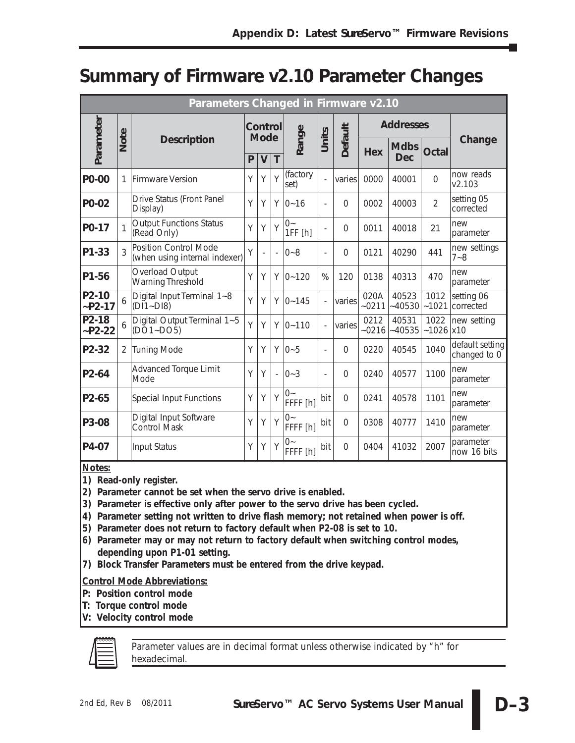# Summary of Firmware v2.10 Parameter Changes

| Parameters Changed in Firmware v2.10 | | | | | | | | | | | | |
|---|---|---|---|---|---|---|---|---|---|---|---|---|
| Parameter | Note | Description | Control Mode | | | Range | Units | Default | Addresses | | | Change |
| | | | P | V | T | | | | Hex | Mdbs Dec | Octal | |
| **P0-00** | 1 | Firmware Version | Y | Y | Y | (factory set) | - | varies | 0000 | 40001 | 0 | now reads v2.103 |
| **P0-02** | | Drive Status (Front Panel Display) | Y | Y | Y | 0~16 | - | 0 | 0002 | 40003 | 2 | setting 05 corrected |
| **P0-17** | 1 | Output Functions Status (Read Only) | Y | Y | Y | 0~1FF [h] | - | 0 | 0011 | 40018 | 21 | new parameter |
| **P1-33** | 3 | Position Control Mode (when using internal indexer) | Y | - | - | 0~8 | - | 0 | 0121 | 40290 | 441 | new settings 7~8 |
| **P1-56** | | Overload Output Warning Threshold | Y | Y | Y | 0~120 | % | 120 | 0138 | 40313 | 470 | new parameter |
| **P2-10 ~P2-17** | 6 | Digital Input Terminal 1~8 (DI1~DI8) | Y | Y | Y | 0~145 | - | varies | 020A ~0211 | 40523 ~40530 | 1012 ~1021 | setting 06 corrected |
| **P2-18 ~P2-22** | 6 | Digital Output Terminal 1~5 (DO1~DO5) | Y | Y | Y | 0~110 | - | varies | 0212 ~0216 | 40531 ~40535 | 1022 ~1026 | new setting x10 |
| **P2-32** | 2 | Tuning Mode | Y | Y | Y | 0~5 | - | 0 | 0220 | 40545 | 1040 | default setting changed to 0 |
| **P2-64** | | Advanced Torque Limit Mode | Y | Y | - | 0~3 | - | 0 | 0240 | 40577 | 1100 | new parameter |
| **P2-65** | | Special Input Functions | Y | Y | Y | 0~FFFF [h] | bit | 0 | 0241 | 40578 | 1101 | new parameter |
| **P3-08** | | Digital Input Software Control Mask | Y | Y | Y | 0~FFFF [h] | bit | 0 | 0308 | 40777 | 1410 | new parameter |
| **P4-07** | | Input Status | Y | Y | Y | 0~FFFF [h] | bit | 0 | 0404 | 41032 | 2007 | parameter now 16 bits |

**Notes:**

1) **Read-only register.**
2) **Parameter cannot be set when the servo drive is enabled.**
3) **Parameter is effective only after power to the servo drive has been cycled.**
4) **Parameter setting not written to drive flash memory; not retained when power is off.**
5) **Parameter does not return to factory default when P2-08 is set to 10.**
6) **Parameter may or may not return to factory default when switching control modes, depending upon P1-01 setting.**
7) **Block Transfer Parameters must be entered from the drive keypad.**

**Control Mode Abbreviations:**

**P: Position control mode**
**T: Torque control mode**
**V: Velocity control mode**

Parameter values are in decimal format unless otherwise indicated by "h" for hexadecimal.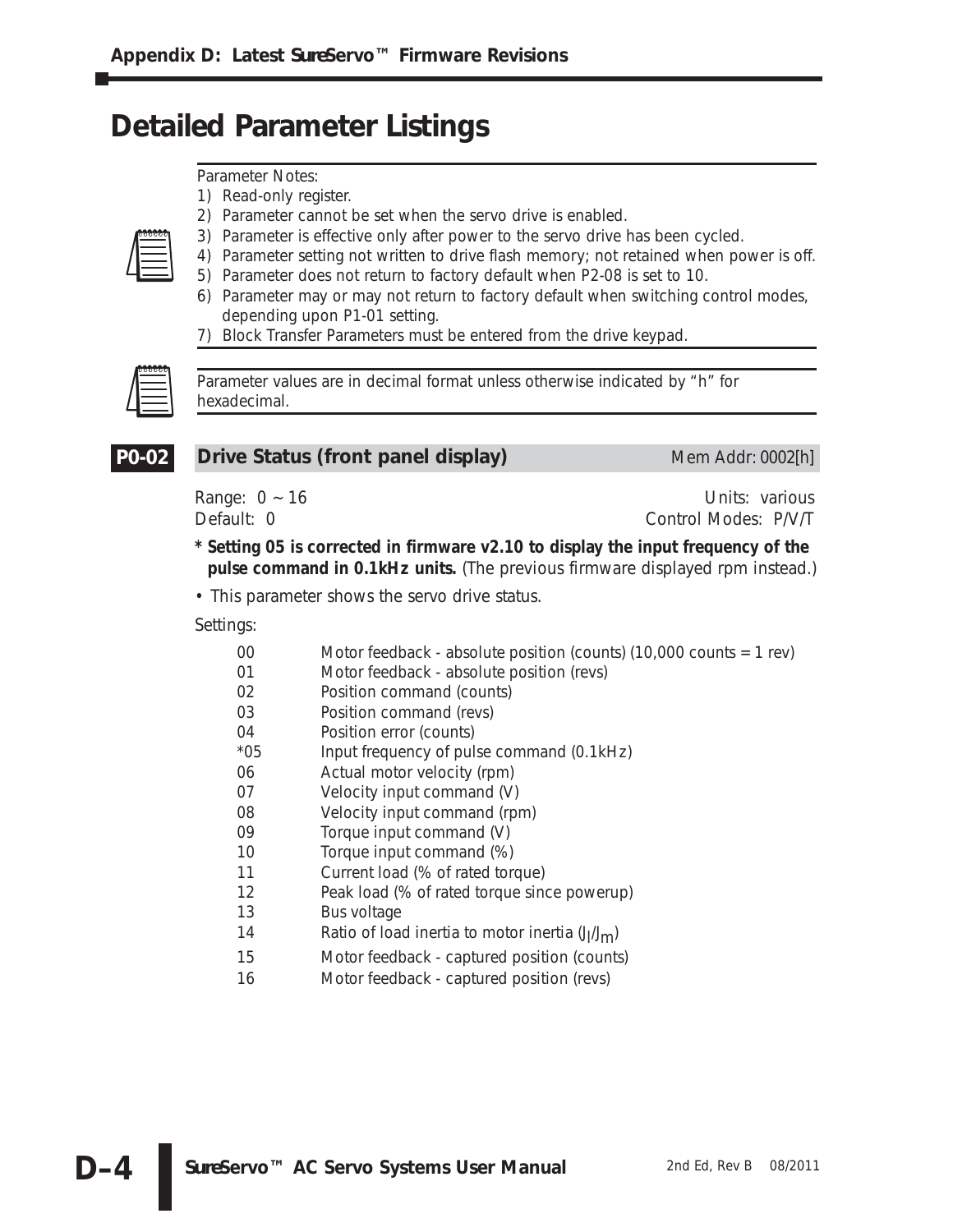# Detailed Parameter Listings

Parameter Notes:

1) Read-only register.
2) Parameter cannot be set when the servo drive is enabled.
3) Parameter is effective only after power to the servo drive has been cycled.
4) Parameter setting not written to drive flash memory; not retained when power is off.
5) Parameter does not return to factory default when P2-08 is set to 10.
6) Parameter may or may not return to factory default when switching control modes, depending upon P1-01 setting.
7) Block Transfer Parameters must be entered from the drive keypad.

Parameter values are in decimal format unless otherwise indicated by "h" for hexadecimal.

## P0-02 Drive Status (front panel display) — Mem Addr: 0002[h]

Range: 0 ~ 16 — Units: various

Default: 0 — Control Modes: P/V/T

**\* Setting 05 is corrected in firmware v2.10 to display the input frequency of the pulse command in 0.1kHz units.** (The previous firmware displayed rpm instead.)

- This parameter shows the servo drive status.

Settings:

| Setting | Description |
|---|---|
| 00 | Motor feedback - absolute position (counts) (10,000 counts = 1 rev) |
| 01 | Motor feedback - absolute position (revs) |
| 02 | Position command (counts) |
| 03 | Position command (revs) |
| 04 | Position error (counts) |
| *05 | Input frequency of pulse command (0.1kHz) |
| 06 | Actual motor velocity (rpm) |
| 07 | Velocity input command (V) |
| 08 | Velocity input command (rpm) |
| 09 | Torque input command (V) |
| 10 | Torque input command (%) |
| 11 | Current load (% of rated torque) |
| 12 | Peak load (% of rated torque since powerup) |
| 13 | Bus voltage |
| 14 | Ratio of load inertia to motor inertia ($J_l/J_m$) |
| 15 | Motor feedback - captured position (counts) |
| 16 | Motor feedback - captured position (revs) |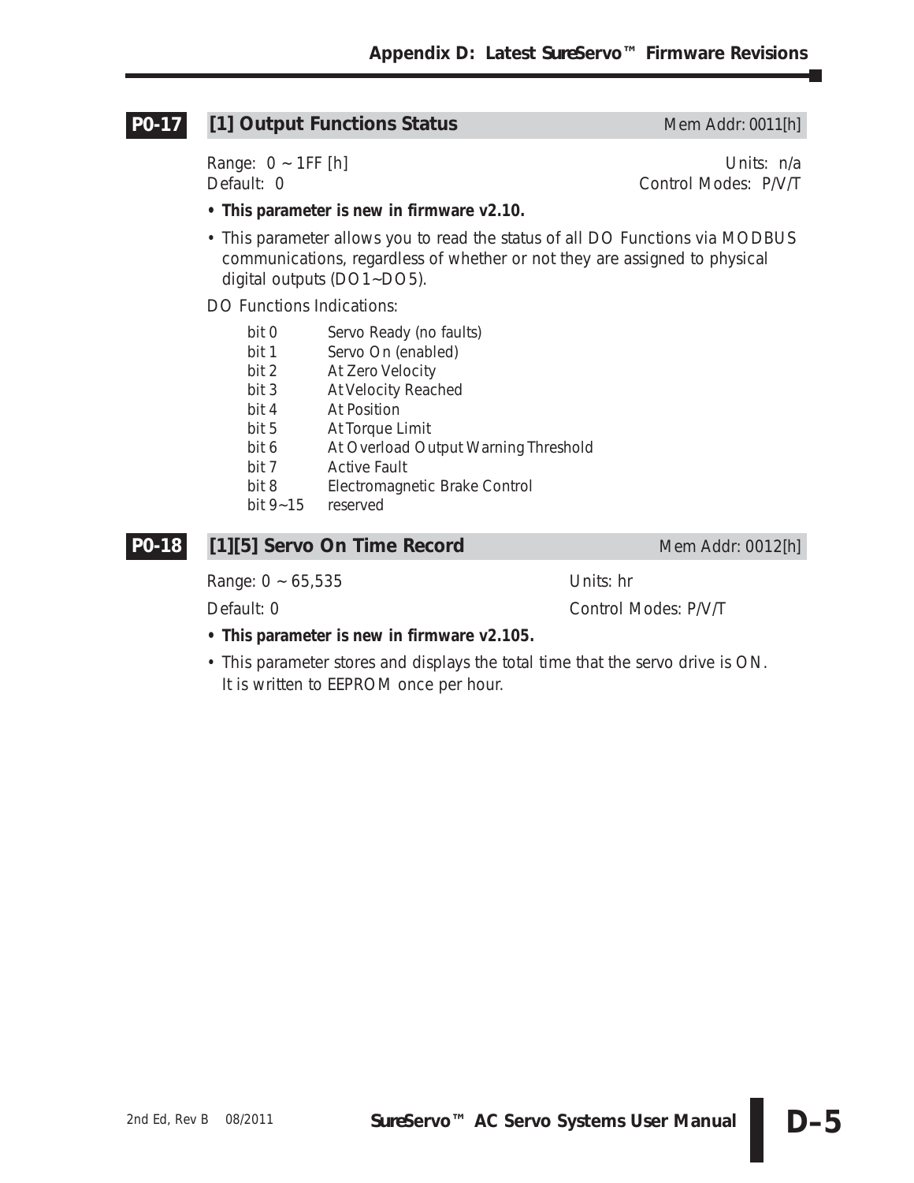## P0-17 [1] Output Functions Status

Mem Addr: 0011[h]

Range: 0 ~ 1FF [h]
Default: 0

Units: n/a
Control Modes: P/V/T

- **This parameter is new in firmware v2.10.**
- This parameter allows you to read the status of all DO Functions via MODBUS communications, regardless of whether or not they are assigned to physical digital outputs (DO1~DO5).

DO Functions Indications:

| | |
|---|---|
| bit 0 | Servo Ready (no faults) |
| bit 1 | Servo On (enabled) |
| bit 2 | At Zero Velocity |
| bit 3 | At Velocity Reached |
| bit 4 | At Position |
| bit 5 | At Torque Limit |
| bit 6 | At Overload Output Warning Threshold |
| bit 7 | Active Fault |
| bit 8 | Electromagnetic Brake Control |
| bit 9~15 | reserved |

## P0-18 [1][5] Servo On Time Record

Mem Addr: 0012[h]

Range: 0 ~ 65,535
Default: 0

Units: hr
Control Modes: P/V/T

- **This parameter is new in firmware v2.105.**
- This parameter stores and displays the total time that the servo drive is ON. It is written to EEPROM once per hour.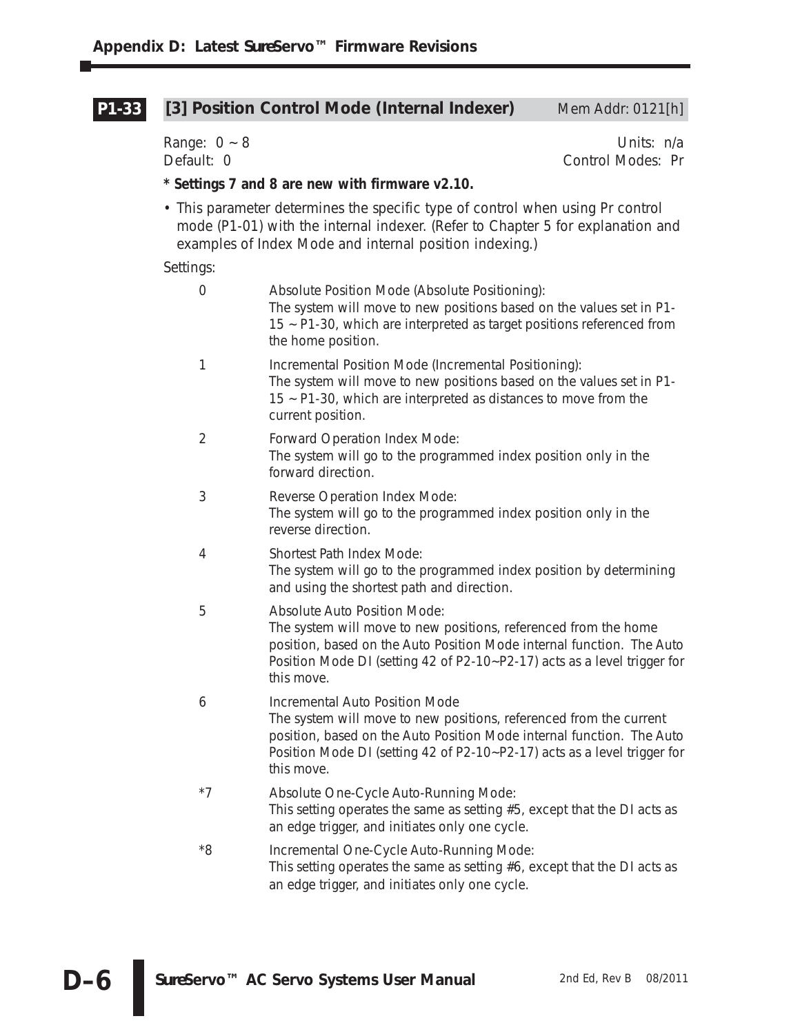## P1-33 [3] Position Control Mode (Internal Indexer)

Mem Addr: 0121[h]

Range: 0 ~ 8
Units: n/a
Default: 0
Control Modes: Pr

**\* Settings 7 and 8 are new with firmware v2.10.**

- This parameter determines the specific type of control when using Pr control mode (P1-01) with the internal indexer. (Refer to Chapter 5 for explanation and examples of Index Mode and internal position indexing.)

Settings:

| Setting | Description |
|---|---|
| 0 | Absolute Position Mode (Absolute Positioning): The system will move to new positions based on the values set in P1-15 ~ P1-30, which are interpreted as target positions referenced from the home position. |
| 1 | Incremental Position Mode (Incremental Positioning): The system will move to new positions based on the values set in P1-15 ~ P1-30, which are interpreted as distances to move from the current position. |
| 2 | Forward Operation Index Mode: The system will go to the programmed index position only in the forward direction. |
| 3 | Reverse Operation Index Mode: The system will go to the programmed index position only in the reverse direction. |
| 4 | Shortest Path Index Mode: The system will go to the programmed index position by determining and using the shortest path and direction. |
| 5 | Absolute Auto Position Mode: The system will move to new positions, referenced from the home position, based on the Auto Position Mode internal function. The Auto Position Mode DI (setting 42 of P2-10~P2-17) acts as a level trigger for this move. |
| 6 | Incremental Auto Position Mode The system will move to new positions, referenced from the current position, based on the Auto Position Mode internal function. The Auto Position Mode DI (setting 42 of P2-10~P2-17) acts as a level trigger for this move. |
| *7 | Absolute One-Cycle Auto-Running Mode: This setting operates the same as setting #5, except that the DI acts as an edge trigger, and initiates only one cycle. |
| *8 | Incremental One-Cycle Auto-Running Mode: This setting operates the same as setting #6, except that the DI acts as an edge trigger, and initiates only one cycle. |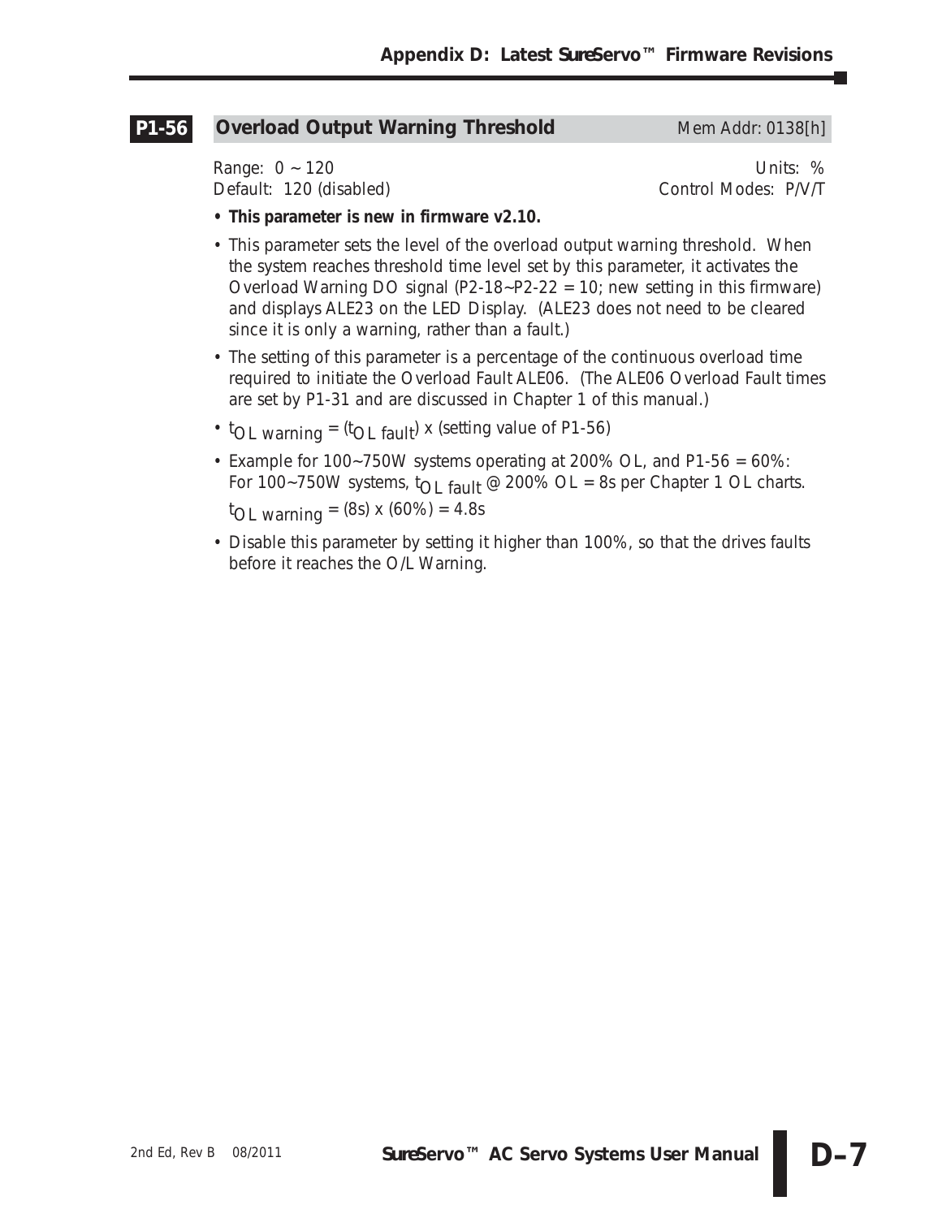## P1-56 Overload Output Warning Threshold

Mem Addr: 0138[h]

Range: 0 ~ 120
Units: %
Default: 120 (disabled)
Control Modes: P/V/T

- **This parameter is new in firmware v2.10.**
- This parameter sets the level of the overload output warning threshold. When the system reaches threshold time level set by this parameter, it activates the Overload Warning DO signal (P2-18~P2-22 = 10; new setting in this firmware) and displays ALE23 on the LED Display. (ALE23 does not need to be cleared since it is only a warning, rather than a fault.)
- The setting of this parameter is a percentage of the continuous overload time required to initiate the Overload Fault ALE06. (The ALE06 Overload Fault times are set by P1-31 and are discussed in Chapter 1 of this manual.)
- $t_{OL\ warning} = (t_{OL\ fault}) \times$ (setting value of P1-56)
- Example for 100~750W systems operating at 200% OL, and P1-56 = 60%:
  For 100~750W systems, $t_{OL\ fault}$ @ 200% OL = 8s per Chapter 1 OL charts.
  $t_{OL\ warning} = (8s) \times (60\%) = 4.8s$
- Disable this parameter by setting it higher than 100%, so that the drives faults before it reaches the O/L Warning.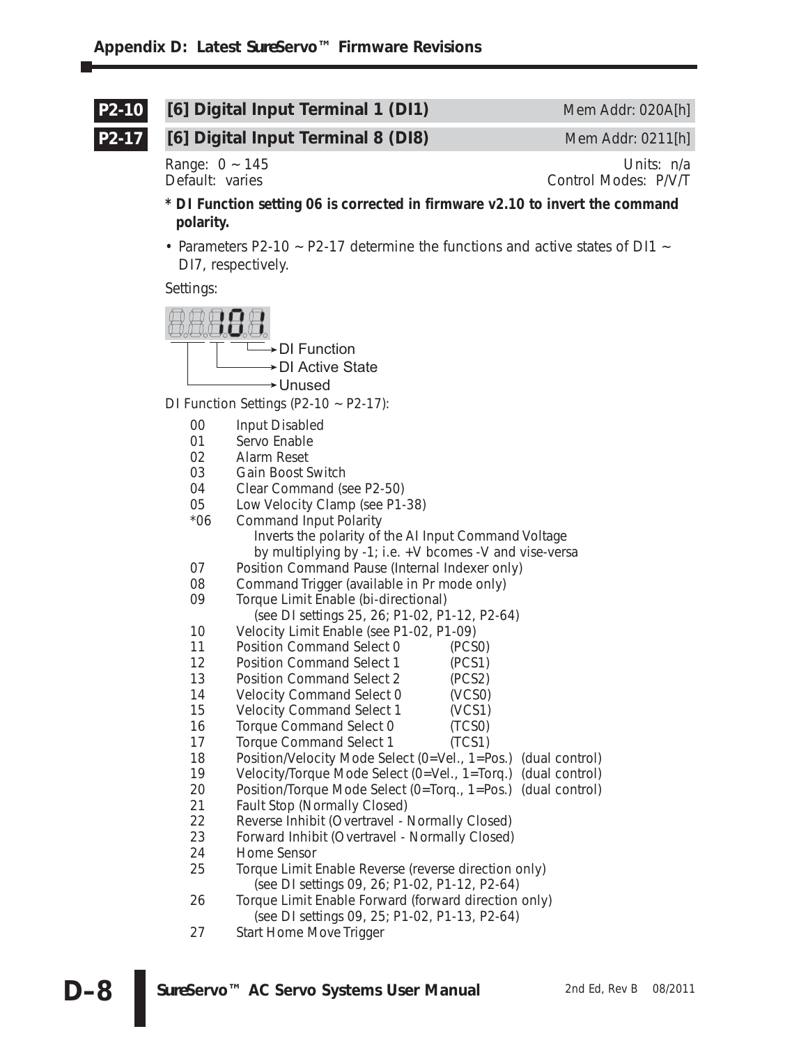**P2-10** **[6] Digital Input Terminal 1 (DI1)** Mem Addr: 020A[h]

**P2-17** **[6] Digital Input Terminal 8 (DI8)** Mem Addr: 0211[h]

Range: 0 ~ 145 Units: n/a
Default: varies Control Modes: P/V/T

**\* DI Function setting 06 is corrected in firmware v2.10 to invert the command polarity.**

- Parameters P2-10 ~ P2-17 determine the functions and active states of DI1 ~ DI7, respectively.

Settings:

0101 (display)
- DI Function
- DI Active State
- Unused

DI Function Settings (P2-10 ~ P2-17):

| | |
|---|---|
| 00 | Input Disabled |
| 01 | Servo Enable |
| 02 | Alarm Reset |
| 03 | Gain Boost Switch |
| 04 | Clear Command (see P2-50) |
| 05 | Low Velocity Clamp (see P1-38) |
| *06 | Command Input Polarity<br>Inverts the polarity of the AI Input Command Voltage by multiplying by -1; i.e. +V bcomes -V and vise-versa |
| 07 | Position Command Pause (Internal Indexer only) |
| 08 | Command Trigger (available in Pr mode only) |
| 09 | Torque Limit Enable (bi-directional)<br>(see DI settings 25, 26; P1-02, P1-12, P2-64) |
| 10 | Velocity Limit Enable (see P1-02, P1-09) |
| 11 | Position Command Select 0 (PCS0) |
| 12 | Position Command Select 1 (PCS1) |
| 13 | Position Command Select 2 (PCS2) |
| 14 | Velocity Command Select 0 (VCS0) |
| 15 | Velocity Command Select 1 (VCS1) |
| 16 | Torque Command Select 0 (TCS0) |
| 17 | Torque Command Select 1 (TCS1) |
| 18 | Position/Velocity Mode Select (0=Vel., 1=Pos.) (dual control) |
| 19 | Velocity/Torque Mode Select (0=Vel., 1=Torq.) (dual control) |
| 20 | Position/Torque Mode Select (0=Torq., 1=Pos.) (dual control) |
| 21 | Fault Stop (Normally Closed) |
| 22 | Reverse Inhibit (Overtravel - Normally Closed) |
| 23 | Forward Inhibit (Overtravel - Normally Closed) |
| 24 | Home Sensor |
| 25 | Torque Limit Enable Reverse (reverse direction only)<br>(see DI settings 09, 26; P1-02, P1-12, P2-64) |
| 26 | Torque Limit Enable Forward (forward direction only)<br>(see DI settings 09, 25; P1-02, P1-13, P2-64) |
| 27 | Start Home Move Trigger |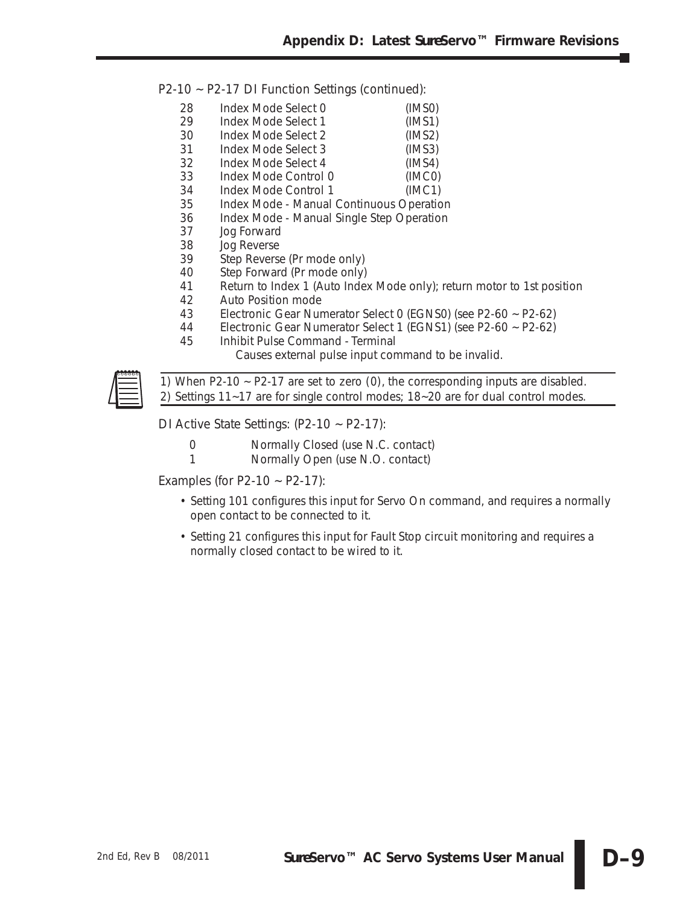P2-10 ~ P2-17 DI Function Settings (continued):

| | | |
|---|---|---|
| 28 | Index Mode Select 0 | (IMS0) |
| 29 | Index Mode Select 1 | (IMS1) |
| 30 | Index Mode Select 2 | (IMS2) |
| 31 | Index Mode Select 3 | (IMS3) |
| 32 | Index Mode Select 4 | (IMS4) |
| 33 | Index Mode Control 0 | (IMC0) |
| 34 | Index Mode Control 1 | (IMC1) |
| 35 | Index Mode - Manual Continuous Operation | |
| 36 | Index Mode - Manual Single Step Operation | |
| 37 | Jog Forward | |
| 38 | Jog Reverse | |
| 39 | Step Reverse (Pr mode only) | |
| 40 | Step Forward (Pr mode only) | |
| 41 | Return to Index 1 (Auto Index Mode only); return motor to 1st position | |
| 42 | Auto Position mode | |
| 43 | Electronic Gear Numerator Select 0 (EGNS0) (see P2-60 ~ P2-62) | |
| 44 | Electronic Gear Numerator Select 1 (EGNS1) (see P2-60 ~ P2-62) | |
| 45 | Inhibit Pulse Command - Terminal<br>Causes external pulse input command to be invalid. | |

1) When P2-10 ~ P2-17 are set to zero (0), the corresponding inputs are disabled.
2) Settings 11~17 are for single control modes; 18~20 are for dual control modes.

DI Active State Settings: (P2-10 ~ P2-17):

| | |
|---|---|
| 0 | Normally Closed (use N.C. contact) |
| 1 | Normally Open (use N.O. contact) |

Examples (for P2-10 ~ P2-17):

- Setting 101 configures this input for Servo On command, and requires a normally open contact to be connected to it.
- Setting 21 configures this input for Fault Stop circuit monitoring and requires a normally closed contact to be wired to it.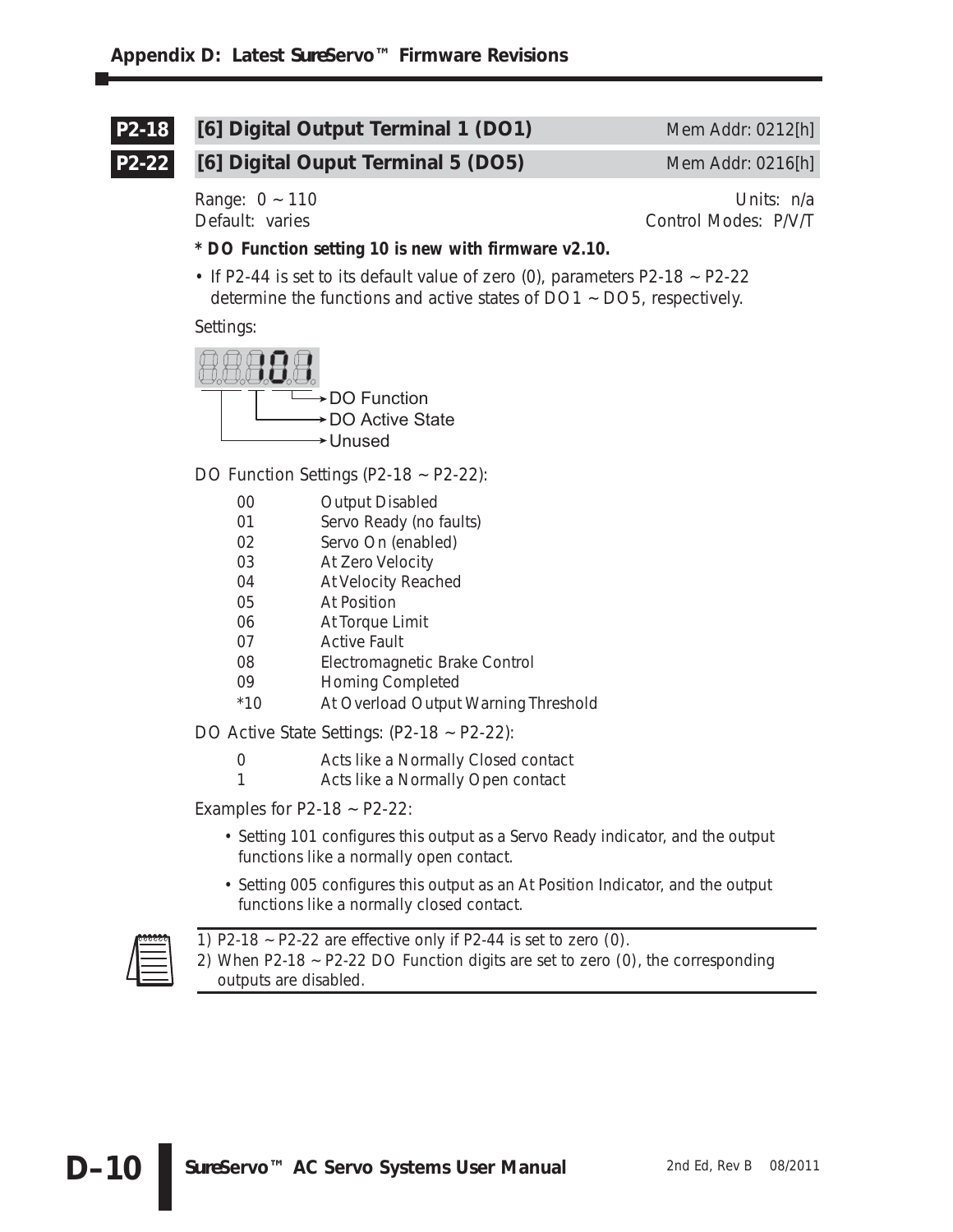## P2-18 [6] Digital Output Terminal 1 (DO1) Mem Addr: 0212[h]

## P2-22 [6] Digital Ouput Terminal 5 (DO5) Mem Addr: 0216[h]

Range: 0 ~ 110 Units: n/a
Default: varies Control Modes: P/V/T

*** DO Function setting 10 is new with firmware v2.10.**

- If P2-44 is set to its default value of zero (0), parameters P2-18 ~ P2-22 determine the functions and active states of DO1 ~ DO5, respectively.

Settings:

101

- DO Function
- DO Active State
- Unused

DO Function Settings (P2-18 ~ P2-22):

| | |
|---|---|
| 00 | Output Disabled |
| 01 | Servo Ready (no faults) |
| 02 | Servo On (enabled) |
| 03 | At Zero Velocity |
| 04 | At Velocity Reached |
| 05 | At Position |
| 06 | At Torque Limit |
| 07 | Active Fault |
| 08 | Electromagnetic Brake Control |
| 09 | Homing Completed |
| *10 | At Overload Output Warning Threshold |

DO Active State Settings: (P2-18 ~ P2-22):

| | |
|---|---|
| 0 | Acts like a Normally Closed contact |
| 1 | Acts like a Normally Open contact |

Examples for P2-18 ~ P2-22:

- Setting 101 configures this output as a Servo Ready indicator, and the output functions like a normally open contact.
- Setting 005 configures this output as an At Position Indicator, and the output functions like a normally closed contact.

1) P2-18 ~ P2-22 are effective only if P2-44 is set to zero (0).
2) When P2-18 ~ P2-22 DO Function digits are set to zero (0), the corresponding outputs are disabled.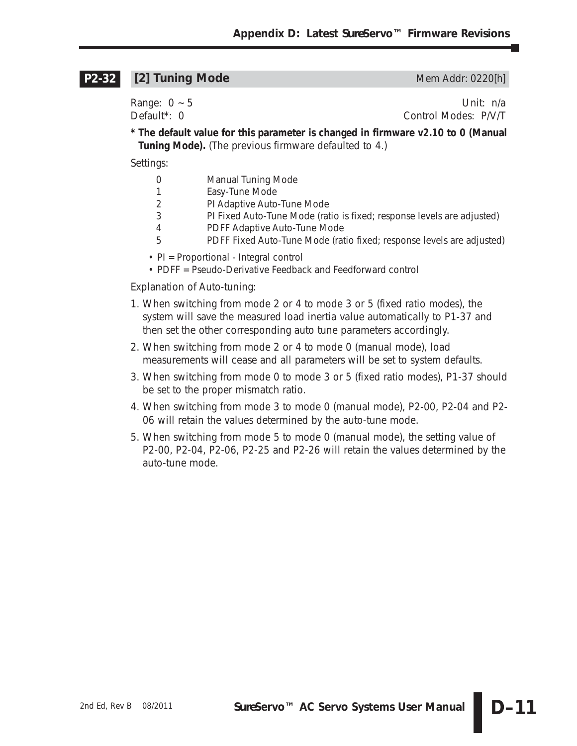## P2-32 [2] Tuning Mode

Mem Addr: 0220[h]

Range: 0 ~ 5 Unit: n/a
Default*: 0 Control Modes: P/V/T

**\* The default value for this parameter is changed in firmware v2.10 to 0 (Manual Tuning Mode).** (The previous firmware defaulted to 4.)

Settings:

| | |
|---|---|
| 0 | Manual Tuning Mode |
| 1 | Easy-Tune Mode |
| 2 | PI Adaptive Auto-Tune Mode |
| 3 | PI Fixed Auto-Tune Mode (ratio is fixed; response levels are adjusted) |
| 4 | PDFF Adaptive Auto-Tune Mode |
| 5 | PDFF Fixed Auto-Tune Mode (ratio fixed; response levels are adjusted) |

- PI = Proportional - Integral control
- PDFF = Pseudo-Derivative Feedback and Feedforward control

Explanation of Auto-tuning:

1. When switching from mode 2 or 4 to mode 3 or 5 (fixed ratio modes), the system will save the measured load inertia value automatically to P1-37 and then set the other corresponding auto tune parameters accordingly.
2. When switching from mode 2 or 4 to mode 0 (manual mode), load measurements will cease and all parameters will be set to system defaults.
3. When switching from mode 0 to mode 3 or 5 (fixed ratio modes), P1-37 should be set to the proper mismatch ratio.
4. When switching from mode 3 to mode 0 (manual mode), P2-00, P2-04 and P2-06 will retain the values determined by the auto-tune mode.
5. When switching from mode 5 to mode 0 (manual mode), the setting value of P2-00, P2-04, P2-06, P2-25 and P2-26 will retain the values determined by the auto-tune mode.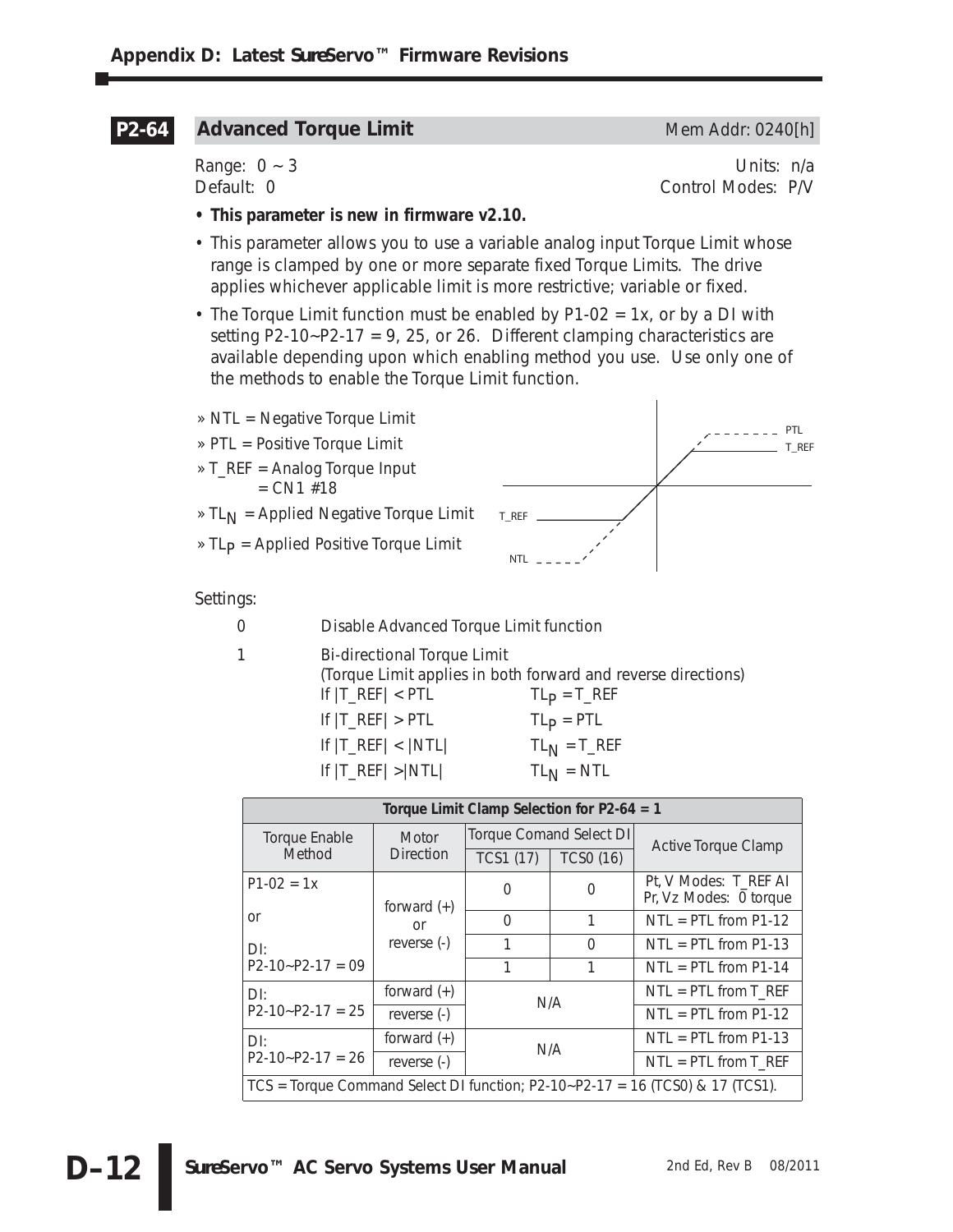## P2-64 Advanced Torque Limit

Mem Addr: 0240[h]

Range: 0 ~ 3 Units: n/a
Default: 0 Control Modes: P/V

- **This parameter is new in firmware v2.10.**
- This parameter allows you to use a variable analog input Torque Limit whose range is clamped by one or more separate fixed Torque Limits. The drive applies whichever applicable limit is more restrictive; variable or fixed.
- The Torque Limit function must be enabled by P1-02 = 1x, or by a DI with setting P2-10~P2-17 = 9, 25, or 26. Different clamping characteristics are available depending upon which enabling method you use. Use only one of the methods to enable the Torque Limit function.

» NTL = Negative Torque Limit
» PTL = Positive Torque Limit
» T_REF = Analog Torque Input = CN1 #18
» $TL_N$ = Applied Negative Torque Limit
» $TL_P$ = Applied Positive Torque Limit

PTL
T_REF
T_REF
NTL

Settings:

0 Disable Advanced Torque Limit function

1 Bi-directional Torque Limit
(Torque Limit applies in both forward and reverse directions)

| Condition | Result |
|---|---|
| If \|T_REF\| < PTL | $TL_P$ = T_REF |
| If \|T_REF\| > PTL | $TL_P$ = PTL |
| If \|T_REF\| < \|NTL\| | $TL_N$ = T_REF |
| If \|T_REF\| >\|NTL\| | $TL_N$ = NTL |

**Torque Limit Clamp Selection for P2-64 = 1**

| Torque Enable Method | Motor Direction | Torque Comand Select DI | | Active Torque Clamp |
|---|---|---|---|---|
| | | TCS1 (17) | TCS0 (16) | |
| P1-02 = 1x or DI: P2-10~P2-17 = 09 | forward (+) or reverse (-) | 0 | 0 | Pt, V Modes: T_REF AI Pr, Vz Modes: 0 torque |
| | | 0 | 1 | NTL = PTL from P1-12 |
| | | 1 | 0 | NTL = PTL from P1-13 |
| | | 1 | 1 | NTL = PTL from P1-14 |
| DI: P2-10~P2-17 = 25 | forward (+) | N/A | | NTL = PTL from T_REF |
| | reverse (-) | | | NTL = PTL from P1-12 |
| DI: P2-10~P2-17 = 26 | forward (+) | N/A | | NTL = PTL from P1-13 |
| | reverse (-) | | | NTL = PTL from T_REF |

TCS = Torque Command Select DI function; P2-10~P2-17 = 16 (TCS0) & 17 (TCS1).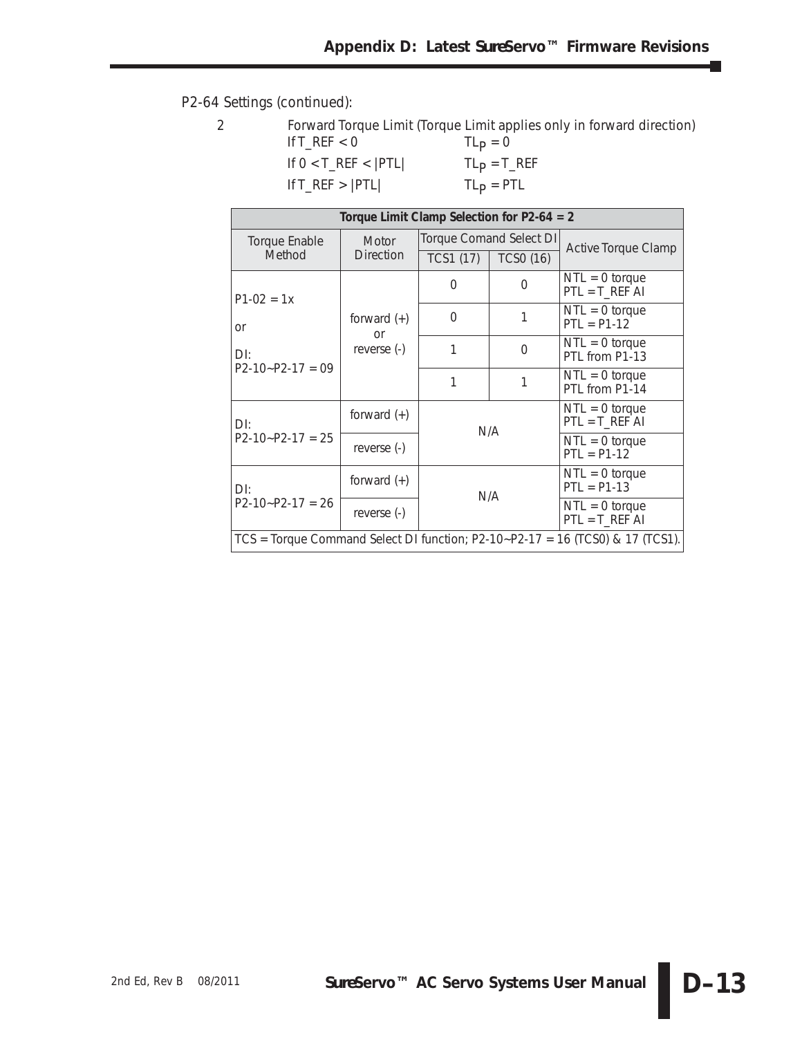P2-64 Settings (continued):

2 Forward Torque Limit (Torque Limit applies only in forward direction)

| | |
|---|---|
| If T_REF < 0 | $TL_P = 0$ |
| If 0 < T_REF < \|PTL\| | $TL_P$ = T_REF |
| If T_REF > \|PTL\| | $TL_P$ = PTL |

| Torque Limit Clamp Selection for P2-64 = 2 | | | | |
|---|---|---|---|---|
| Torque Enable Method | Motor Direction | Torque Comand Select DI | | Active Torque Clamp |
| | | TCS1 (17) | TCS0 (16) | |
| P1-02 = 1x or DI: P2-10~P2-17 = 09 | forward (+) or reverse (-) | 0 | 0 | NTL = 0 torque PTL = T_REF AI |
| | | 0 | 1 | NTL = 0 torque PTL = P1-12 |
| | | 1 | 0 | NTL = 0 torque PTL from P1-13 |
| | | 1 | 1 | NTL = 0 torque PTL from P1-14 |
| DI: P2-10~P2-17 = 25 | forward (+) | N/A | | NTL = 0 torque PTL = T_REF AI |
| | reverse (-) | | | NTL = 0 torque PTL = P1-12 |
| DI: P2-10~P2-17 = 26 | forward (+) | N/A | | NTL = 0 torque PTL = P1-13 |
| | reverse (-) | | | NTL = 0 torque PTL = T_REF AI |
| TCS = Torque Command Select DI function; P2-10~P2-17 = 16 (TCS0) & 17 (TCS1). | | | | |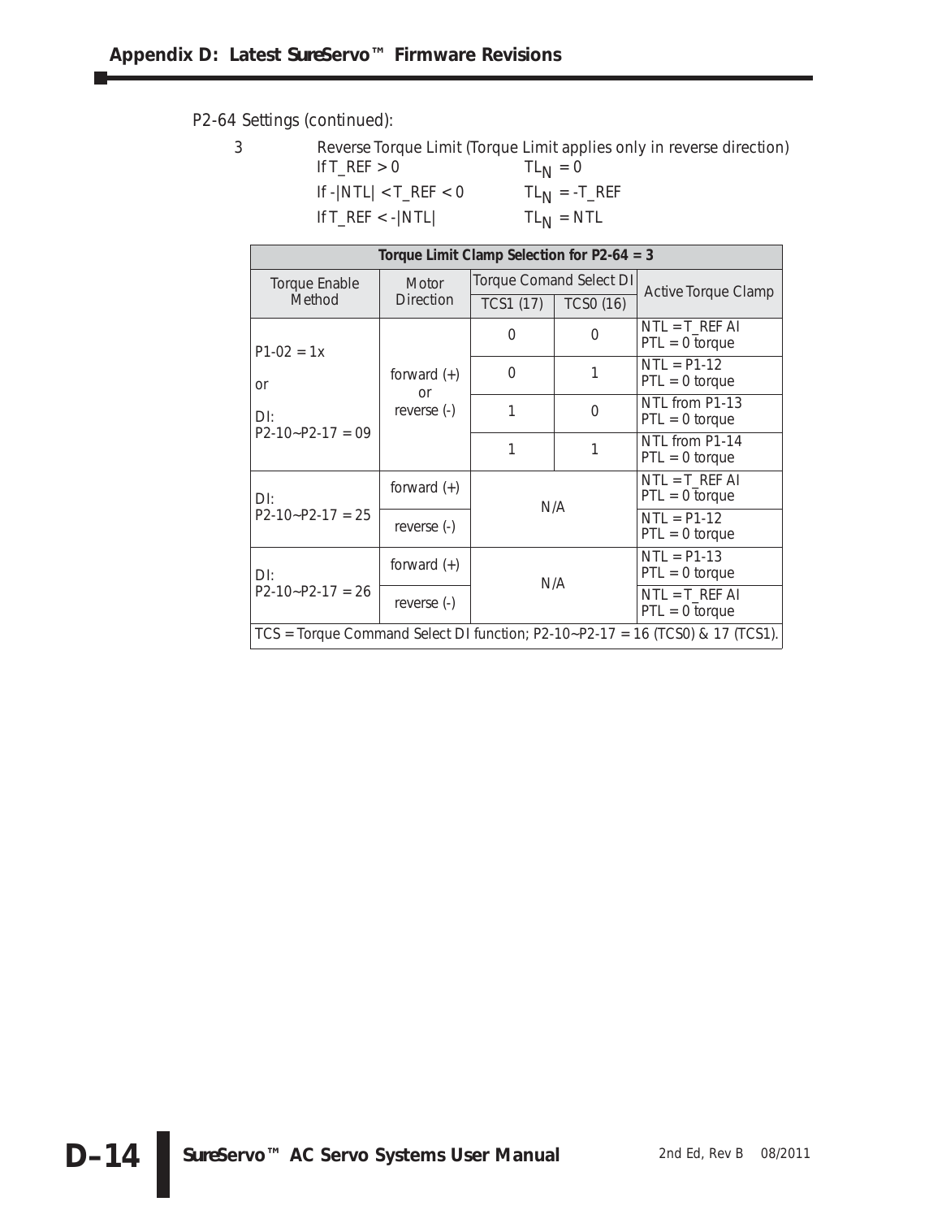P2-64 Settings (continued):

3 Reverse Torque Limit (Torque Limit applies only in reverse direction)

| Condition | Limit |
|---|---|
| If T_REF > 0 | $TL_N$ = 0 |
| If -\|NTL\| < T_REF < 0 | $TL_N$ = -T_REF |
| If T_REF < -\|NTL\| | $TL_N$ = NTL |

| Torque Limit Clamp Selection for P2-64 = 3 | | | | |
|---|---|---|---|---|
| Torque Enable Method | Motor Direction | Torque Comand Select DI | | Active Torque Clamp |
| | | TCS1 (17) | TCS0 (16) | |
| P1-02 = 1x or DI: P2-10~P2-17 = 09 | forward (+) or reverse (-) | 0 | 0 | NTL = T_REF AI PTL = 0 torque |
| | | 0 | 1 | NTL = P1-12 PTL = 0 torque |
| | | 1 | 0 | NTL from P1-13 PTL = 0 torque |
| | | 1 | 1 | NTL from P1-14 PTL = 0 torque |
| DI: P2-10~P2-17 = 25 | forward (+) | N/A | | NTL = T_REF AI PTL = 0 torque |
| | reverse (-) | | | NTL = P1-12 PTL = 0 torque |
| DI: P2-10~P2-17 = 26 | forward (+) | N/A | | NTL = P1-13 PTL = 0 torque |
| | reverse (-) | | | NTL = T_REF AI PTL = 0 torque |
| TCS = Torque Command Select DI function; P2-10~P2-17 = 16 (TCS0) & 17 (TCS1). | | | | |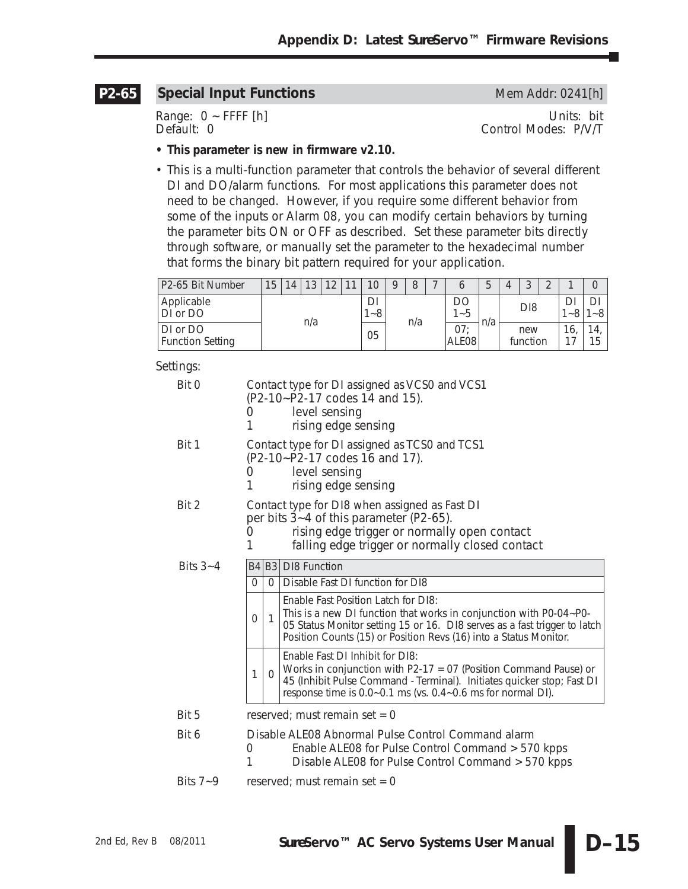## P2-65 Special Input Functions

Mem Addr: 0241[h]

Range: 0 ~ FFFF [h]  
Default: 0

Units: bit  
Control Modes: P/V/T

- **This parameter is new in firmware v2.10.**
- This is a multi-function parameter that controls the behavior of several different DI and DO/alarm functions. For most applications this parameter does not need to be changed. However, if you require some different behavior from some of the inputs or Alarm 08, you can modify certain behaviors by turning the parameter bits ON or OFF as described. Set these parameter bits directly through software, or manually set the parameter to the hexadecimal number that forms the binary bit pattern required for your application.

| P2-65 Bit Number | 15 | 14 | 13 | 12 | 11 | 10 | 9 | 8 | 7 | 6 | 5 | 4 | 3 | 2 | 1 | 0 |
|---|---|---|---|---|---|---|---|---|---|---|---|---|---|---|---|---|
| Applicable DI or DO | n/a | | | | | DI 1~8 | n/a | | | DO 1~5 | n/a | DI8 | | | DI 1~8 | DI 1~8 |
| DI or DO Function Setting | | | | | | 05 | | | | 07; ALE08 | | new function | | | 16, 17 | 14, 15 |

Settings:

**Bit 0**
Contact type for DI assigned as VCS0 and VCS1 (P2-10~P2-17 codes 14 and 15).
- 0 level sensing
- 1 rising edge sensing

**Bit 1**
Contact type for DI assigned as TCS0 and TCS1 (P2-10~P2-17 codes 16 and 17).
- 0 level sensing
- 1 rising edge sensing

**Bit 2**
Contact type for DI8 when assigned as Fast DI per bits 3~4 of this parameter (P2-65).
- 0 rising edge trigger or normally open contact
- 1 falling edge trigger or normally closed contact

**Bits 3~4**

| B4 | B3 | DI8 Function |
|---|---|---|
| 0 | 0 | Disable Fast DI function for DI8 |
| 0 | 1 | Enable Fast Position Latch for DI8: This is a new DI function that works in conjunction with P0-04~P0-05 Status Monitor setting 15 or 16. DI8 serves as a fast trigger to latch Position Counts (15) or Position Revs (16) into a Status Monitor. |
| 1 | 0 | Enable Fast DI Inhibit for DI8: Works in conjunction with P2-17 = 07 (Position Command Pause) or 45 (Inhibit Pulse Command - Terminal). Initiates quicker stop; Fast DI response time is 0.0~0.1 ms (vs. 0.4~0.6 ms for normal DI). |

**Bit 5**
reserved; must remain set = 0

**Bit 6**
Disable ALE08 Abnormal Pulse Control Command alarm
- 0 Enable ALE08 for Pulse Control Command > 570 kpps
- 1 Disable ALE08 for Pulse Control Command > 570 kpps

**Bits 7~9**
reserved; must remain set = 0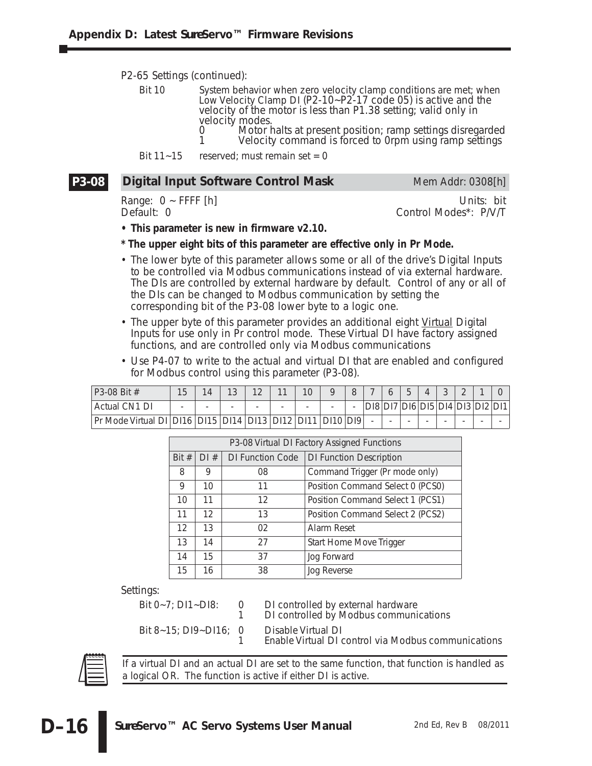P2-65 Settings (continued):

Bit 10 — System behavior when zero velocity clamp conditions are met; when Low Velocity Clamp DI (P2-10~P2-17 code 05) is active and the velocity of the motor is less than P1.38 setting; valid only in velocity modes.
- 0 Motor halts at present position; ramp settings disregarded
- 1 Velocity command is forced to 0rpm using ramp settings

Bit 11~15 — reserved; must remain set = 0

## P3-08 Digital Input Software Control Mask

Mem Addr: 0308[h]

Range: 0 ~ FFFF [h]
Default: 0

Units: bit
Control Modes*: P/V/T

- **This parameter is new in firmware v2.10.**

**\* The upper eight bits of this parameter are effective only in Pr Mode.**

- The lower byte of this parameter allows some or all of the drive's Digital Inputs to be controlled via Modbus communications instead of via external hardware. The DIs are controlled by external hardware by default. Control of any or all of the DIs can be changed to Modbus communication by setting the corresponding bit of the P3-08 lower byte to a logic one.
- The upper byte of this parameter provides an additional eight <u>Virtual</u> Digital Inputs for use only in Pr control mode. These Virtual DI have factory assigned functions, and are controlled only via Modbus communications
- Use P4-07 to write to the actual and virtual DI that are enabled and configured for Modbus control using this parameter (P3-08).

| P3-08 Bit # | 15 | 14 | 13 | 12 | 11 | 10 | 9 | 8 | 7 | 6 | 5 | 4 | 3 | 2 | 1 | 0 |
|---|---|---|---|---|---|---|---|---|---|---|---|---|---|---|---|---|
| Actual CN1 DI | - | - | - | - | - | - | - | - | DI8 | DI7 | DI6 | DI5 | DI4 | DI3 | DI2 | DI1 |
| Pr Mode Virtual DI | DI16 | DI15 | DI14 | DI13 | DI12 | DI11 | DI10 | DI9 | - | - | - | - | - | - | - | - |

| P3-08 Virtual DI Factory Assigned Functions | | | |
|---|---|---|---|
| Bit # | DI # | DI Function Code | DI Function Description |
| 8 | 9 | 08 | Command Trigger (Pr mode only) |
| 9 | 10 | 11 | Position Command Select 0 (PCS0) |
| 10 | 11 | 12 | Position Command Select 1 (PCS1) |
| 11 | 12 | 13 | Position Command Select 2 (PCS2) |
| 12 | 13 | 02 | Alarm Reset |
| 13 | 14 | 27 | Start Home Move Trigger |
| 14 | 15 | 37 | Jog Forward |
| 15 | 16 | 38 | Jog Reverse |

Settings:

Bit 0~7; DI1~DI8:
- 0 DI controlled by external hardware
- 1 DI controlled by Modbus communications

Bit 8~15; DI9~DI16;
- 0 Disable Virtual DI
- 1 Enable Virtual DI control via Modbus communications

If a virtual DI and an actual DI are set to the same function, that function is handled as a logical OR. The function is active if either DI is active.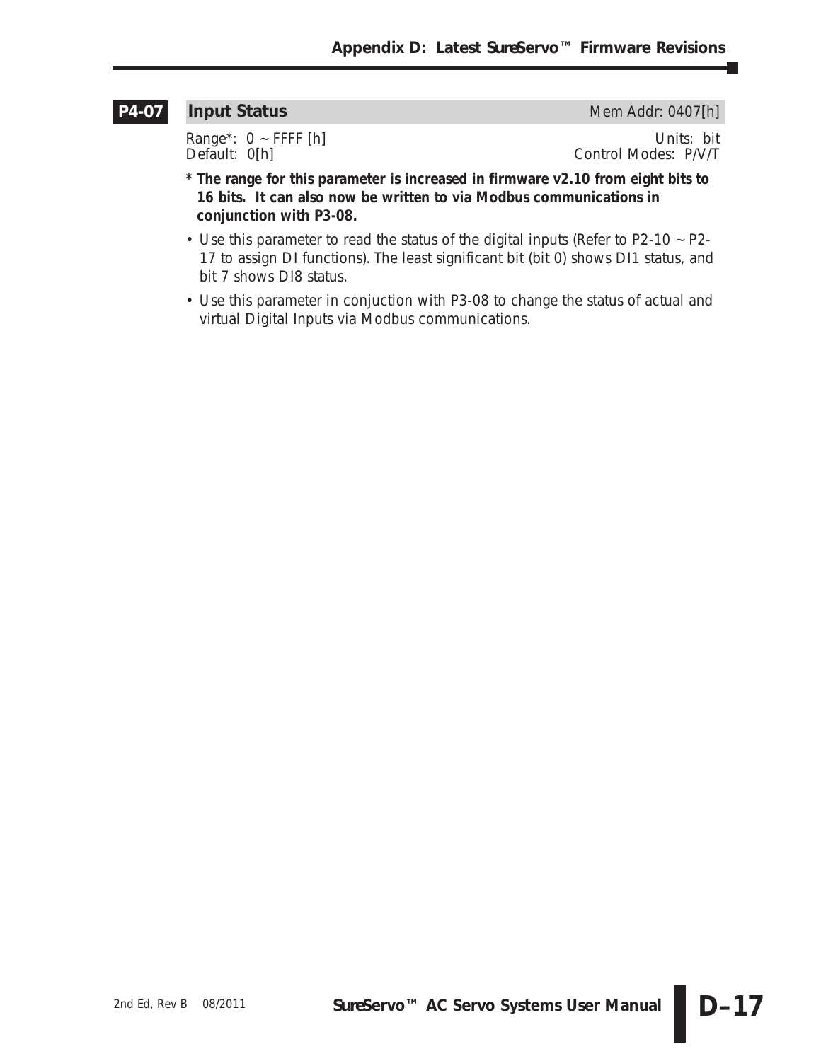### P4-07 Input Status

Mem Addr: 0407[h]

Range*: 0 ~ FFFF [h]
Default: 0[h]

Units: bit
Control Modes: P/V/T

**\* The range for this parameter is increased in firmware v2.10 from eight bits to 16 bits. It can also now be written to via Modbus communications in conjunction with P3-08.**

- Use this parameter to read the status of the digital inputs (Refer to P2-10 ~ P2-17 to assign DI functions). The least significant bit (bit 0) shows DI1 status, and bit 7 shows DI8 status.
- Use this parameter in conjuction with P3-08 to change the status of actual and virtual Digital Inputs via Modbus communications.